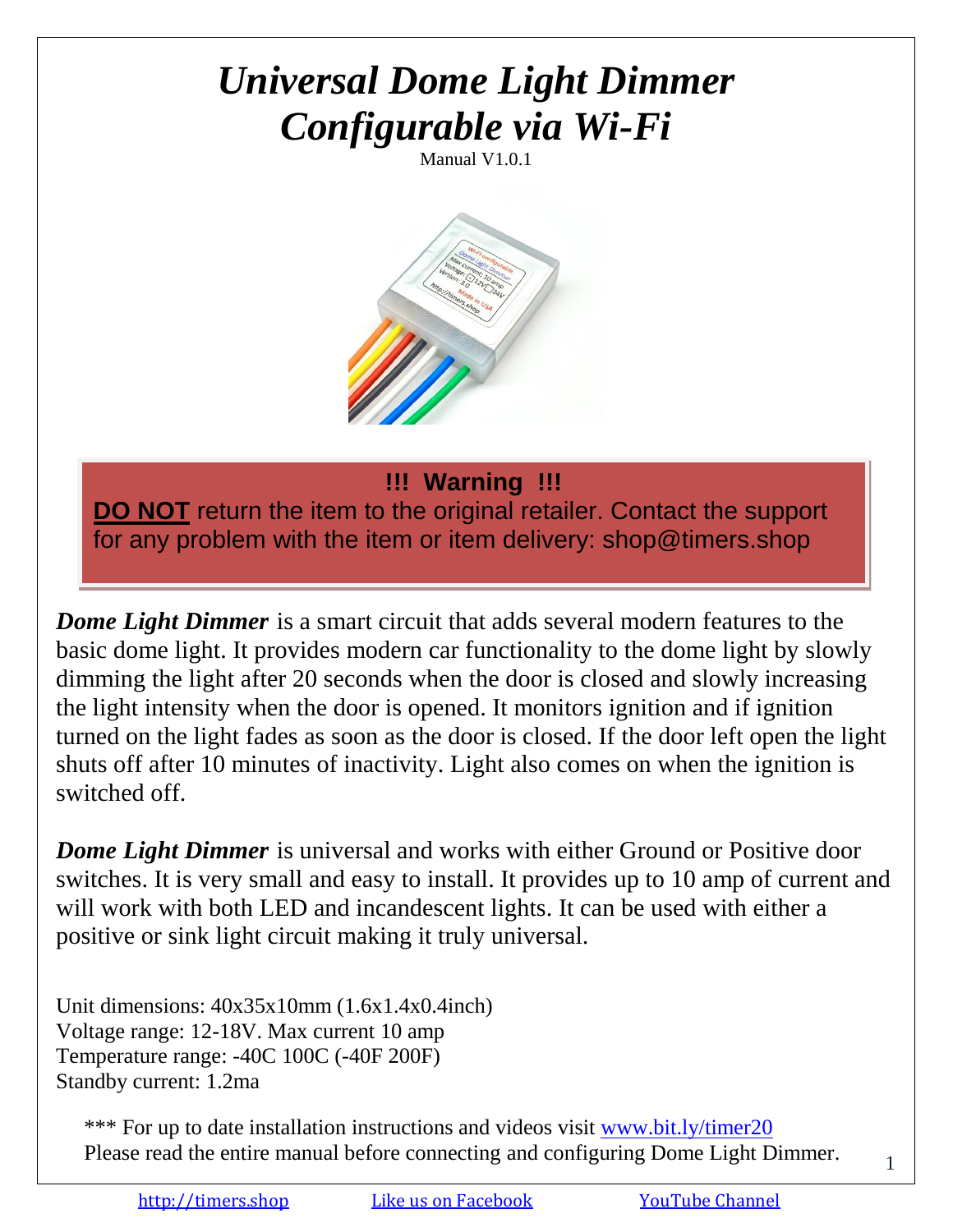# *Universal Dome Light Dimmer Configurable via Wi-Fi*

Manual V1.0.1

**!!! Warning !!!**

**DO NOT** return the item to the original retailer. Contact the support for any problem with the item or item delivery: shop@timers.shop

***Dome Light Dimmer*** is a smart circuit that adds several modern features to the basic dome light. It provides modern car functionality to the dome light by slowly dimming the light after 20 seconds when the door is closed and slowly increasing the light intensity when the door is opened. It monitors ignition and if ignition turned on the light fades as soon as the door is closed. If the door left open the light shuts off after 10 minutes of inactivity. Light also comes on when the ignition is switched off.

***Dome Light Dimmer*** is universal and works with either Ground or Positive door switches. It is very small and easy to install. It provides up to 10 amp of current and will work with both LED and incandescent lights. It can be used with either a positive or sink light circuit making it truly universal.

Unit dimensions: 40x35x10mm (1.6x1.4x0.4inch)
Voltage range: 12-18V. Max current 10 amp
Temperature range: -40C 100C (-40F 200F)
Standby current: 1.2ma

*** For up to date installation instructions and videos visit [www.bit.ly/timer20](www.bit.ly/timer20)
Please read the entire manual before connecting and configuring Dome Light Dimmer.

[http://timers.shop](http://timers.shop) Like us on Facebook YouTube Channel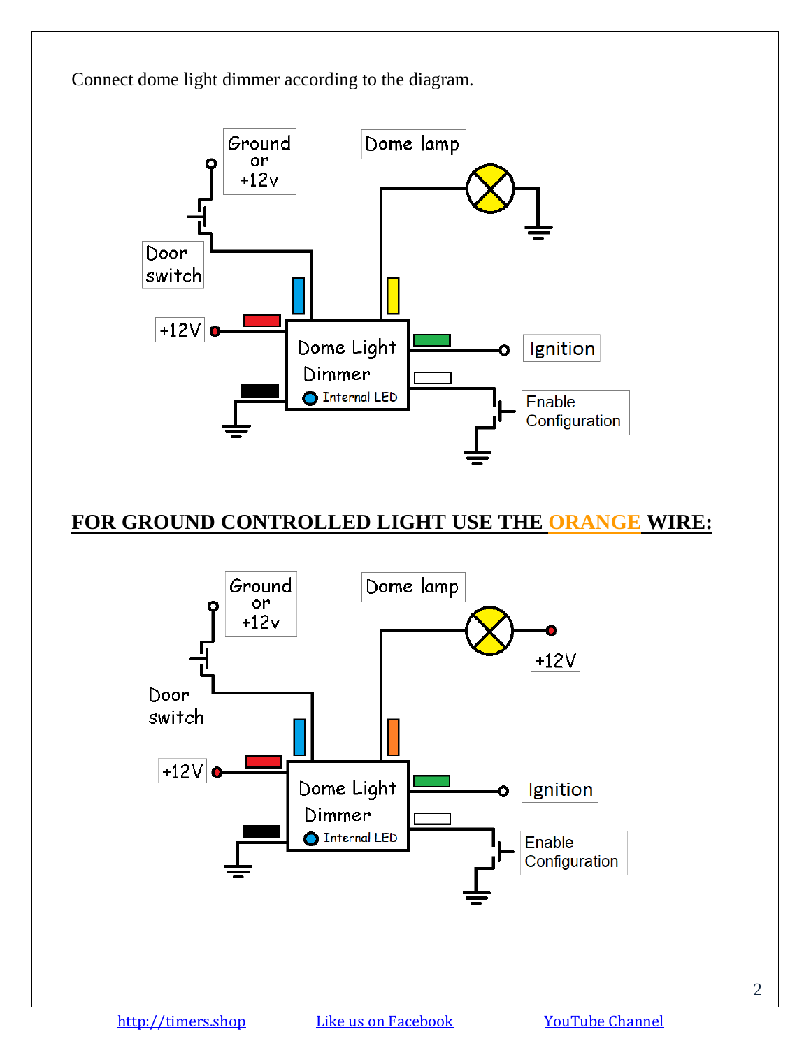Connect dome light dimmer according to the diagram.

Ground or +12v

Dome lamp

Door switch

+12V

Dome Light Dimmer

Internal LED

Ignition

Enable Configuration

## FOR GROUND CONTROLLED LIGHT USE THE ORANGE WIRE:

Ground or +12v

Dome lamp

+12V

Door switch

+12V

Dome Light Dimmer

Internal LED

Ignition

Enable Configuration

http://timers.shop Like us on Facebook YouTube Channel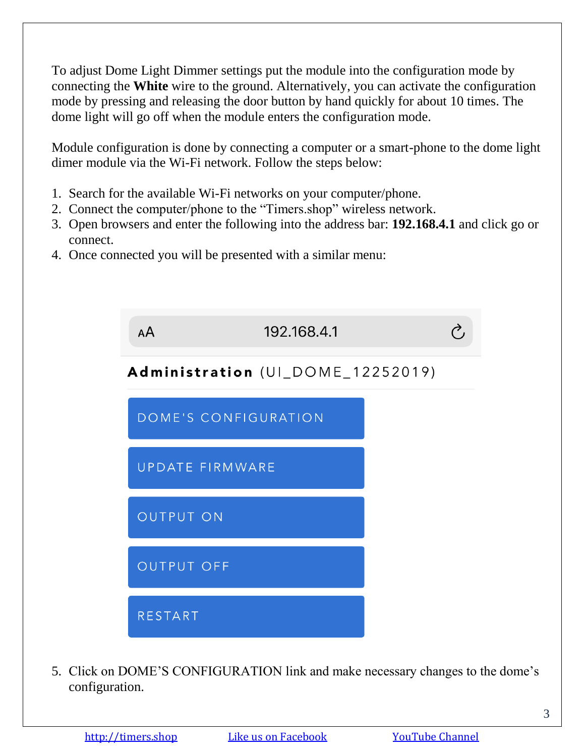To adjust Dome Light Dimmer settings put the module into the configuration mode by connecting the **White** wire to the ground. Alternatively, you can activate the configuration mode by pressing and releasing the door button by hand quickly for about 10 times. The dome light will go off when the module enters the configuration mode.

Module configuration is done by connecting a computer or a smart-phone to the dome light dimer module via the Wi-Fi network. Follow the steps below:

1. Search for the available Wi-Fi networks on your computer/phone.
2. Connect the computer/phone to the “Timers.shop” wireless network.
3. Open browsers and enter the following into the address bar: **192.168.4.1** and click go or connect.
4. Once connected you will be presented with a similar menu:

AA 192.168.4.1

**Administration** (UI_DOME_12252019)

DOME'S CONFIGURATION

UPDATE FIRMWARE

OUTPUT ON

OUTPUT OFF

RESTART

5. Click on DOME’S CONFIGURATION link and make necessary changes to the dome’s configuration.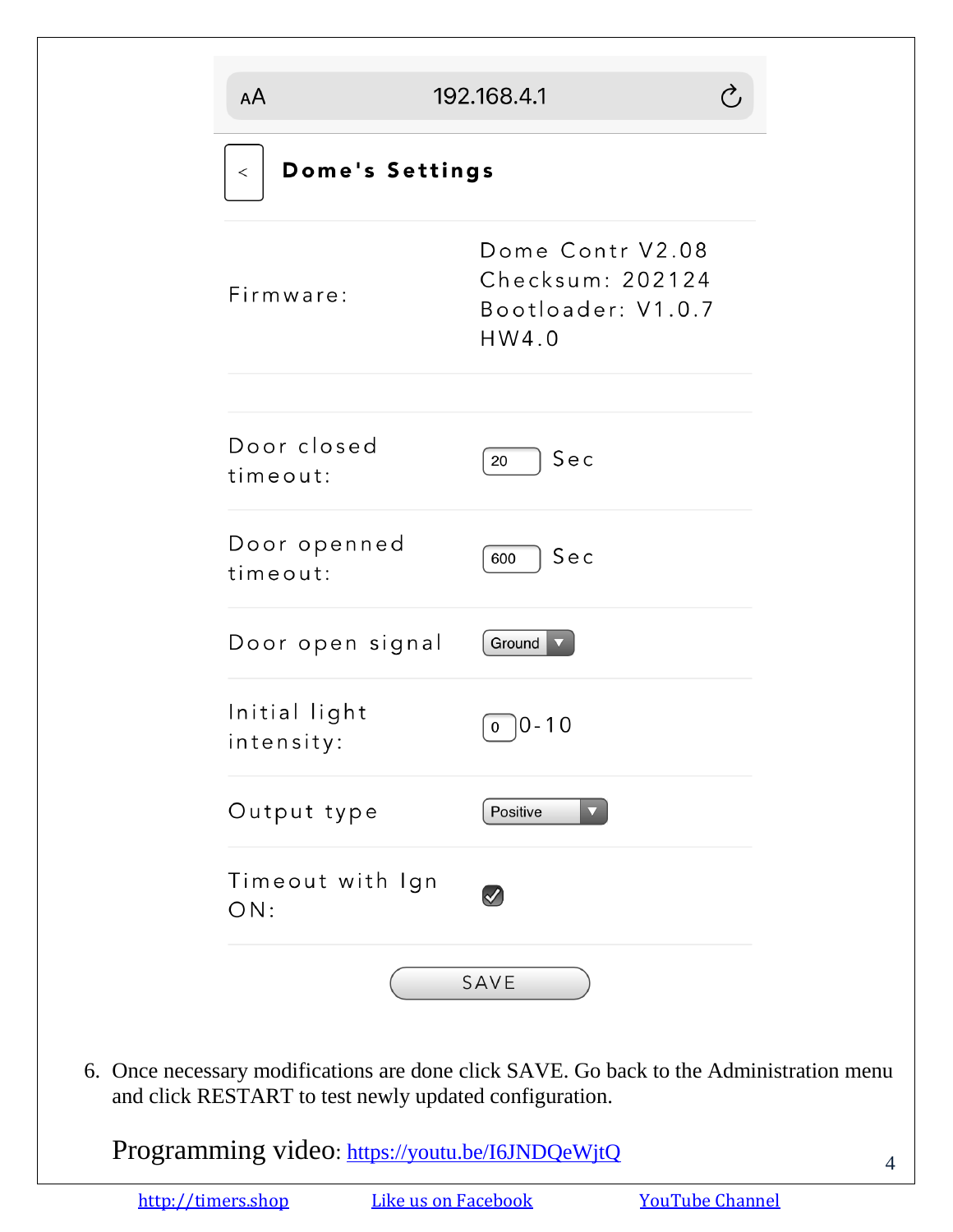192.168.4.1

< **Dome's Settings**

| | |
|---|---|
| Firmware: | Dome Contr V2.08<br>Checksum: 202124<br>Bootloader: V1.0.7<br>HW4.0 |
| Door closed timeout: | 20 Sec |
| Door openned timeout: | 600 Sec |
| Door open signal | Ground |
| Initial light intensity: | 0 0-10 |
| Output type | Positive |
| Timeout with Ign ON: | ☑ |

SAVE

6. Once necessary modifications are done click SAVE. Go back to the Administration menu and click RESTART to test newly updated configuration.

Programming video: [https://youtu.be/I6JNDQeWjtQ](https://youtu.be/I6JNDQeWjtQ)

[http://timers.shop](http://timers.shop) Like us on Facebook YouTube Channel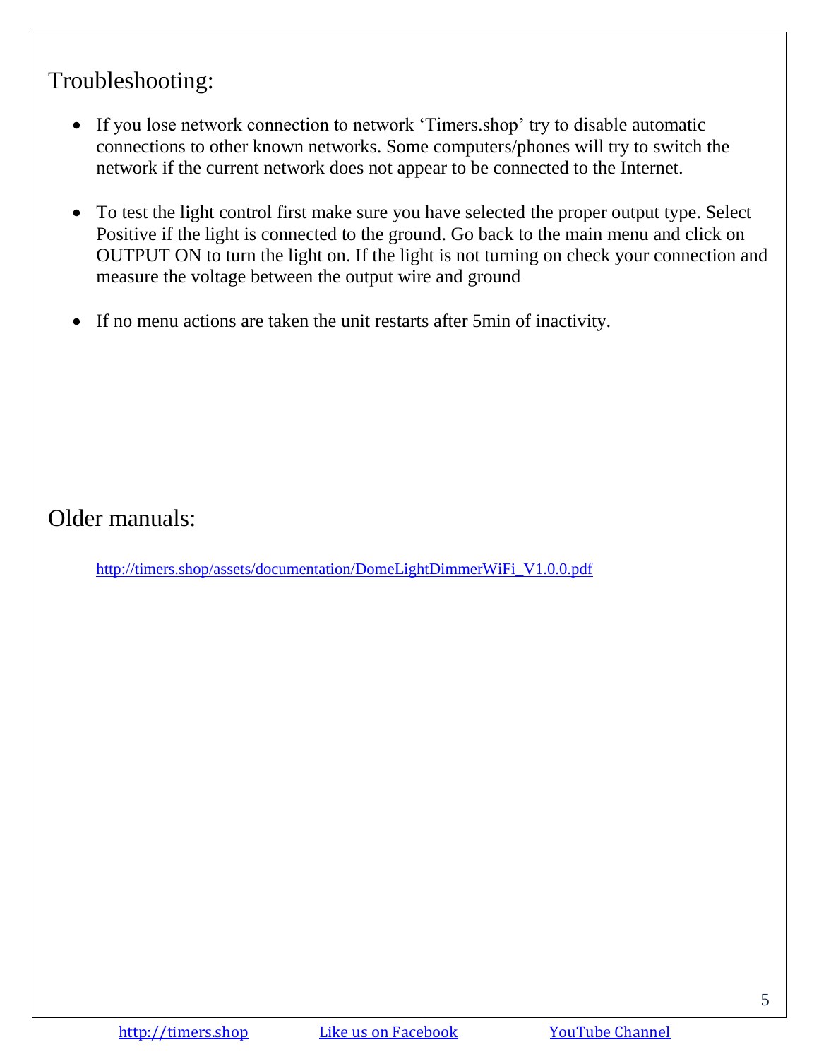## Troubleshooting:

- If you lose network connection to network 'Timers.shop' try to disable automatic connections to other known networks. Some computers/phones will try to switch the network if the current network does not appear to be connected to the Internet.
- To test the light control first make sure you have selected the proper output type. Select Positive if the light is connected to the ground. Go back to the main menu and click on OUTPUT ON to turn the light on. If the light is not turning on check your connection and measure the voltage between the output wire and ground
- If no menu actions are taken the unit restarts after 5min of inactivity.

## Older manuals:

http://timers.shop/assets/documentation/DomeLightDimmerWiFi_V1.0.0.pdf